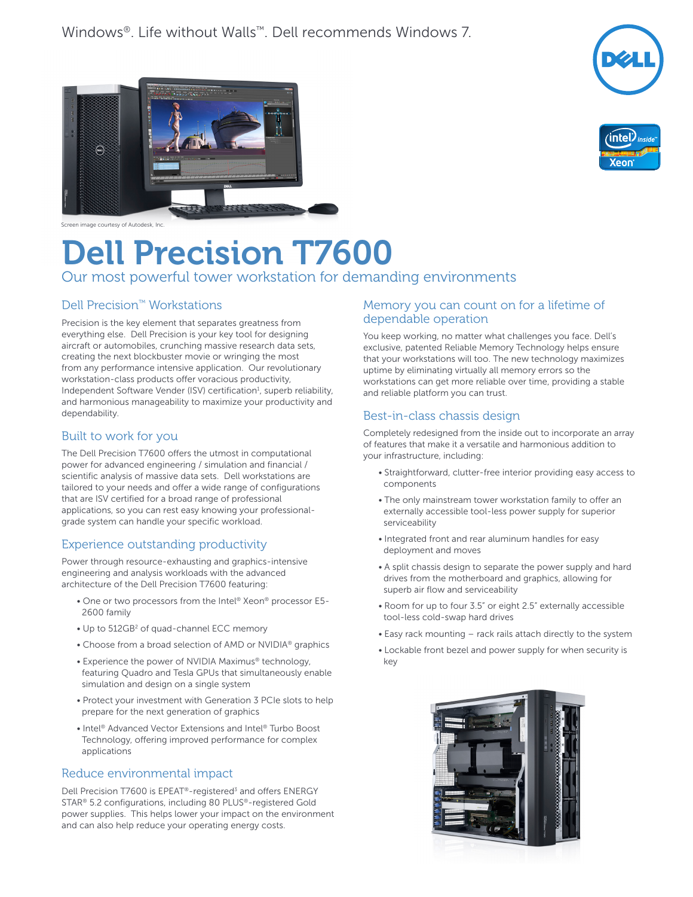Windows®. Life without Walls™. Dell recommends Windows 7.

Screen image courtesy of Autodesk, Inc.

# Dell Precision T7600

Our most powerful tower workstation for demanding environments

## Dell Precision™ Workstations

Precision is the key element that separates greatness from everything else. Dell Precision is your key tool for designing aircraft or automobiles, crunching massive research data sets, creating the next blockbuster movie or wringing the most from any performance intensive application. Our revolutionary workstation-class products offer voracious productivity, Independent Software Vender (ISV) certification[1], superb reliability, and harmonious manageability to maximize your productivity and dependability.

## Built to work for you

The Dell Precision T7600 offers the utmost in computational power for advanced engineering / simulation and financial / scientific analysis of massive data sets. Dell workstations are tailored to your needs and offer a wide range of configurations that are ISV certified for a broad range of professional applications, so you can rest easy knowing your professional-grade system can handle your specific workload.

## Experience outstanding productivity

Power through resource-exhausting and graphics-intensive engineering and analysis workloads with the advanced architecture of the Dell Precision T7600 featuring:

- One or two processors from the Intel® Xeon® processor E5-2600 family
- Up to 512GB[2] of quad-channel ECC memory
- Choose from a broad selection of AMD or NVIDIA® graphics
- Experience the power of NVIDIA Maximus® technology, featuring Quadro and Tesla GPUs that simultaneously enable simulation and design on a single system
- Protect your investment with Generation 3 PCIe slots to help prepare for the next generation of graphics
- Intel® Advanced Vector Extensions and Intel® Turbo Boost Technology, offering improved performance for complex applications

## Reduce environmental impact

Dell Precision T7600 is EPEAT®-registered[3] and offers ENERGY STAR® 5.2 configurations, including 80 PLUS®-registered Gold power supplies. This helps lower your impact on the environment and can also help reduce your operating energy costs.

## Memory you can count on for a lifetime of dependable operation

You keep working, no matter what challenges you face. Dell's exclusive, patented Reliable Memory Technology helps ensure that your workstations will too. The new technology maximizes uptime by eliminating virtually all memory errors so the workstations can get more reliable over time, providing a stable and reliable platform you can trust.

## Best-in-class chassis design

Completely redesigned from the inside out to incorporate an array of features that make it a versatile and harmonious addition to your infrastructure, including:

- Straightforward, clutter-free interior providing easy access to components
- The only mainstream tower workstation family to offer an externally accessible tool-less power supply for superior serviceability
- Integrated front and rear aluminum handles for easy deployment and moves
- A split chassis design to separate the power supply and hard drives from the motherboard and graphics, allowing for superb air flow and serviceability
- Room for up to four 3.5" or eight 2.5" externally accessible tool-less cold-swap hard drives
- Easy rack mounting – rack rails attach directly to the system
- Lockable front bezel and power supply for when security is key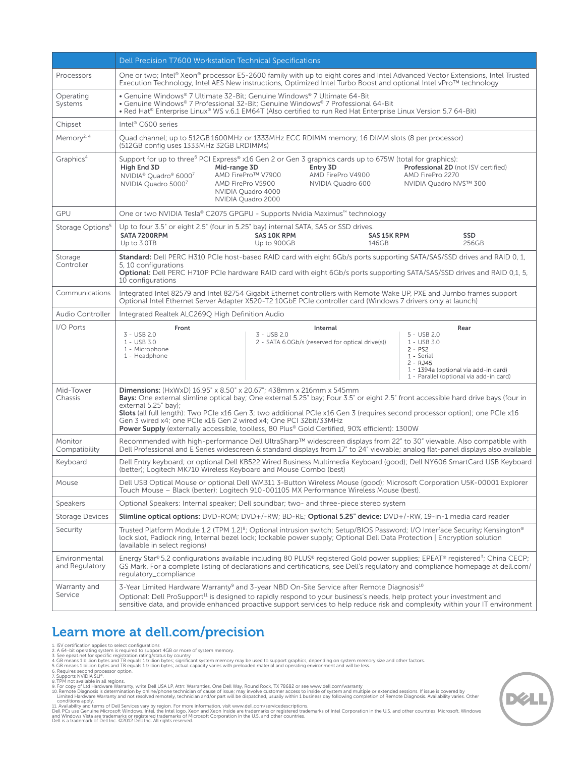| | Dell Precision T7600 Workstation Technical Specifications |
|---|---|
| Processors | One or two; Intel® Xeon® processor E5-2600 family with up to eight cores and Intel Advanced Vector Extensions, Intel Trusted Execution Technology, Intel AES New instructions, Optimized Intel Turbo Boost and optional Intel vPro™ technology |
| Operating Systems | • Genuine Windows® 7 Ultimate 32-Bit; Genuine Windows® 7 Ultimate 64-Bit<br>• Genuine Windows® 7 Professional 32-Bit; Genuine Windows® 7 Professional 64-Bit<br>• Red Hat® Enterprise Linux® WS v.6.1 EM64T (Also certified to run Red Hat Enterprise Linux Version 5.7 64-Bit) |
| Chipset | Intel® C600 series |
| Memory[2, 4] | Quad channel; up to 512GB 1600MHz or 1333MHz ECC RDIMM memory; 16 DIMM slots (8 per processor) (512GB config uses 1333MHz 32GB LRDIMMs) |
| Graphics[4] | Support for up to three[6] PCI Express® x16 Gen 2 or Gen 3 graphics cards up to 675W (total for graphics):<br>**High End 3D**: NVIDIA® Quadro® 6000[7]; NVIDIA Quadro 5000[7]<br>**Mid-range 3D**: AMD FirePro™ V7900; AMD FirePro V5900; NVIDIA Quadro 4000; NVIDIA Quadro 2000<br>**Entry 3D**: AMD FirePro V4900; NVIDIA Quadro 600<br>**Professional 2D** (not ISV certified): AMD FirePro 2270; NVIDIA Quadro NVS™ 300 |
| GPU | One or two NVIDIA Tesla® C2075 GPGPU - Supports Nvidia Maximus™ technology |
| Storage Options[5] | Up to four 3.5" or eight 2.5" (four in 5.25" bay) internal SATA, SAS or SSD drives.<br>**SATA 7200RPM**: Up to 3.0TB<br>**SAS 10K RPM**: Up to 900GB<br>**SAS 15K RPM**: 146GB<br>**SSD**: 256GB |
| Storage Controller | **Standard:** Dell PERC H310 PCIe host-based RAID card with eight 6Gb/s ports supporting SATA/SAS/SSD drives and RAID 0, 1, 5, 10 configurations<br>**Optional:** Dell PERC H710P PCIe hardware RAID card with eight 6Gb/s ports supporting SATA/SAS/SSD drives and RAID 0,1, 5, 10 configurations |
| Communications | Integrated Intel 82579 and Intel 82754 Gigabit Ethernet controllers with Remote Wake UP, PXE and Jumbo frames support<br>Optional Intel Ethernet Server Adapter X520-T2 10GbE PCIe controller card (Windows 7 drivers only at launch) |
| Audio Controller | Integrated Realtek ALC269Q High Definition Audio |
| I/O Ports | **Front**: 3 - USB 2.0; 1 - USB 3.0; 1 - Microphone; 1 - Headphone<br>**Internal**: 3 - USB 2.0; 2 - SATA 6.0Gb/s (reserved for optical drive(s))<br>**Rear**: 5 - USB 2.0; 1 - USB 3.0; 2 - PS2; 1 - Serial; 2 - RJ45; 1 - 1394a (optional via add-in card); 1 - Parallel (optional via add-in card) |
| Mid-Tower Chassis | **Dimensions:** (HxWxD) 16.95" x 8.50" x 20.67"; 438mm x 216mm x 545mm<br>**Bays:** One external slimline optical bay; One external 5.25" bay; Four 3.5" or eight 2.5" front accessible hard drive bays (four in external 5.25" bay);<br>**Slots** (all full length): Two PCIe x16 Gen 3; two additional PCIe x16 Gen 3 (requires second processor option); one PCIe x16 Gen 3 wired x4; one PCIe x16 Gen 2 wired x4; One PCI 32bit/33MHz<br>**Power Supply** (externally accessible, toolless, 80 Plus® Gold Certified, 90% efficient): 1300W |
| Monitor Compatibility | Recommended with high-performance Dell UltraSharp™ widescreen displays from 22" to 30" viewable. Also compatible with Dell Professional and E Series widescreen & standard displays from 17" to 24" viewable; analog flat-panel displays also available |
| Keyboard | Dell Entry keyboard; or optional Dell KB522 Wired Business Multimedia Keyboard (good); Dell NY606 SmartCard USB Keyboard (better); Logitech MK710 Wireless Keyboard and Mouse Combo (best) |
| Mouse | Dell USB Optical Mouse or optional Dell WM311 3-Button Wireless Mouse (good); Microsoft Corporation U5K-00001 Explorer Touch Mouse – Black (better); Logitech 910-001105 MX Performance Wireless Mouse (best). |
| Speakers | Optional Speakers: Internal speaker; Dell soundbar; two- and three-piece stereo system |
| Storage Devices | **Slimline optical options:** DVD-ROM; DVD+/-RW; BD-RE; **Optional 5.25" device:** DVD+/-RW, 19-in-1 media card reader |
| Security | Trusted Platform Module 1.2 (TPM 1.2)[8]; Optional intrusion switch; Setup/BIOS Password; I/O Interface Security**;** Kensington® lock slot, Padlock ring, Internal bezel lock; lockable power supply; Optional Dell Data Protection \| Encryption solution (available in select regions) |
| Environmental and Regulatory | Energy Star® 5.2 configurations available including 80 PLUS® registered Gold power supplies; EPEAT® registered[3]; China CECP; GS Mark. For a complete listing of declarations and certifications, see Dell's regulatory and compliance homepage at dell.com/regulatory_compliance |
| Warranty and Service | 3-Year Limited Hardware Warranty[9] and 3-year NBD On-Site Service after Remote Diagnosis[10]<br>Optional: Dell ProSupport[11] is designed to rapidly respond to your business's needs, help protect your investment and sensitive data, and provide enhanced proactive support services to help reduce risk and complexity within your IT environment |

## Learn more at dell.com/precision

1. ISV certification applies to select configurations
2. A 64-bit operating system is required to support 4GB or more of system memory.
3. See epeat.net for specific registration rating/status by country
4. GB means 1 billion bytes and TB equals 1 trillion bytes; significant system memory may be used to support graphics, depending on system memory size and other factors.
5. GB means 1 billion bytes and TB equals 1 trillion bytes; actual capacity varies with preloaded material and operating environment and will be less.
6. Requires second processor option.
7. Supports NVIDIA SLI®.
8. TPM not available in all regions.
9. For copy of Ltd Hardware Warranty, write Dell USA LP, Attn: Warranties, One Dell Way, Round Rock, TX 78682 or see www.dell.com/warranty
10. Remote Diagnosis is determination by online/phone technician of cause of issue; may involve customer access to inside of system and multiple or extended sessions. If issue is covered by Limited Hardware Warranty and not resolved remotely, technician and/or part will be dispatched, usually within 1 business day following completion of Remote Diagnosis. Availability varies. Other conditions apply.
11. Availability and terms of Dell Services vary by region. For more information, visit www.dell.com/servicedescriptions.

Dell PCs use Genuine Microsoft Windows. Intel, the Intel logo, Xeon and Xeon Inside are trademarks or registered trademarks of Intel Corporation in the U.S. and other countries. Microsoft, Windows and Windows Vista are trademarks or registered trademarks of Microsoft Corporation in the U.S. and other countries.
Dell is a trademark of Dell Inc. ©2012 Dell Inc. All rights reserved.